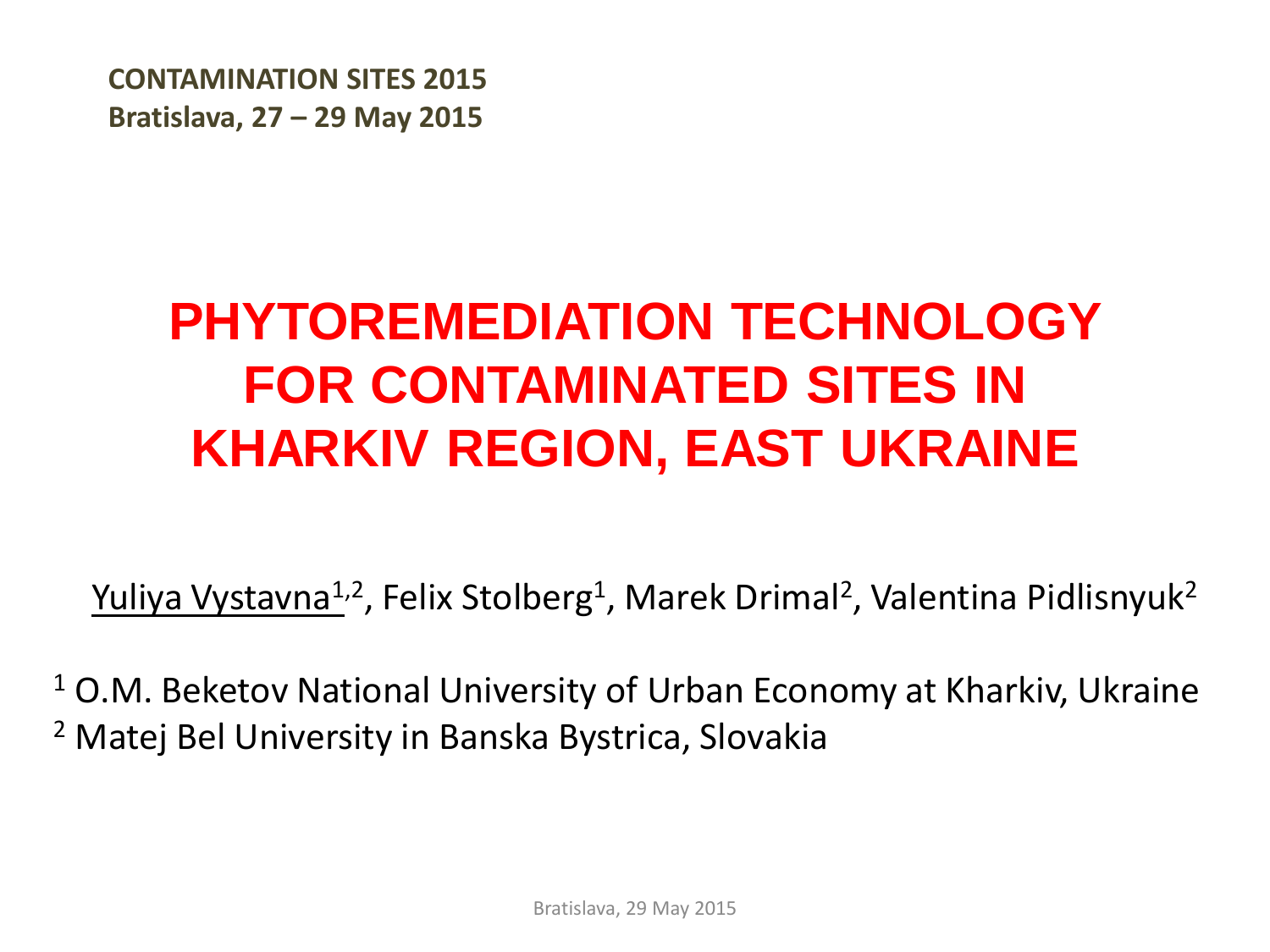**CONTAMINATION SITES 2015**
**Bratislava, 27 – 29 May 2015**

# PHYTOREMEDIATION TECHNOLOGY FOR CONTAMINATED SITES IN KHARKIV REGION, EAST UKRAINE

Yuliya Vystavna[1,2], Felix Stolberg[1], Marek Drimal[2], Valentina Pidlisnyuk[2]

[1] O.M. Beketov National University of Urban Economy at Kharkiv, Ukraine
[2] Matej Bel University in Banska Bystrica, Slovakia

Bratislava, 29 May 2015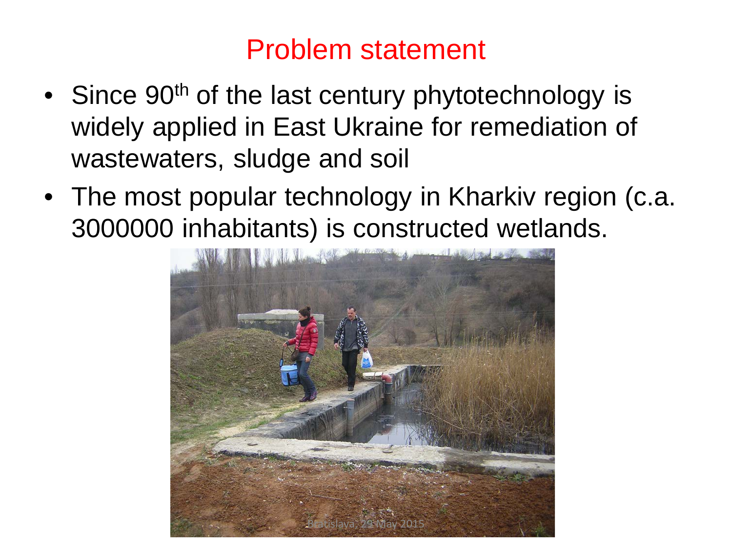# Problem statement

- Since 90th of the last century phytotechnology is widely applied in East Ukraine for remediation of wastewaters, sludge and soil
- The most popular technology in Kharkiv region (c.a. 3000000 inhabitants) is constructed wetlands.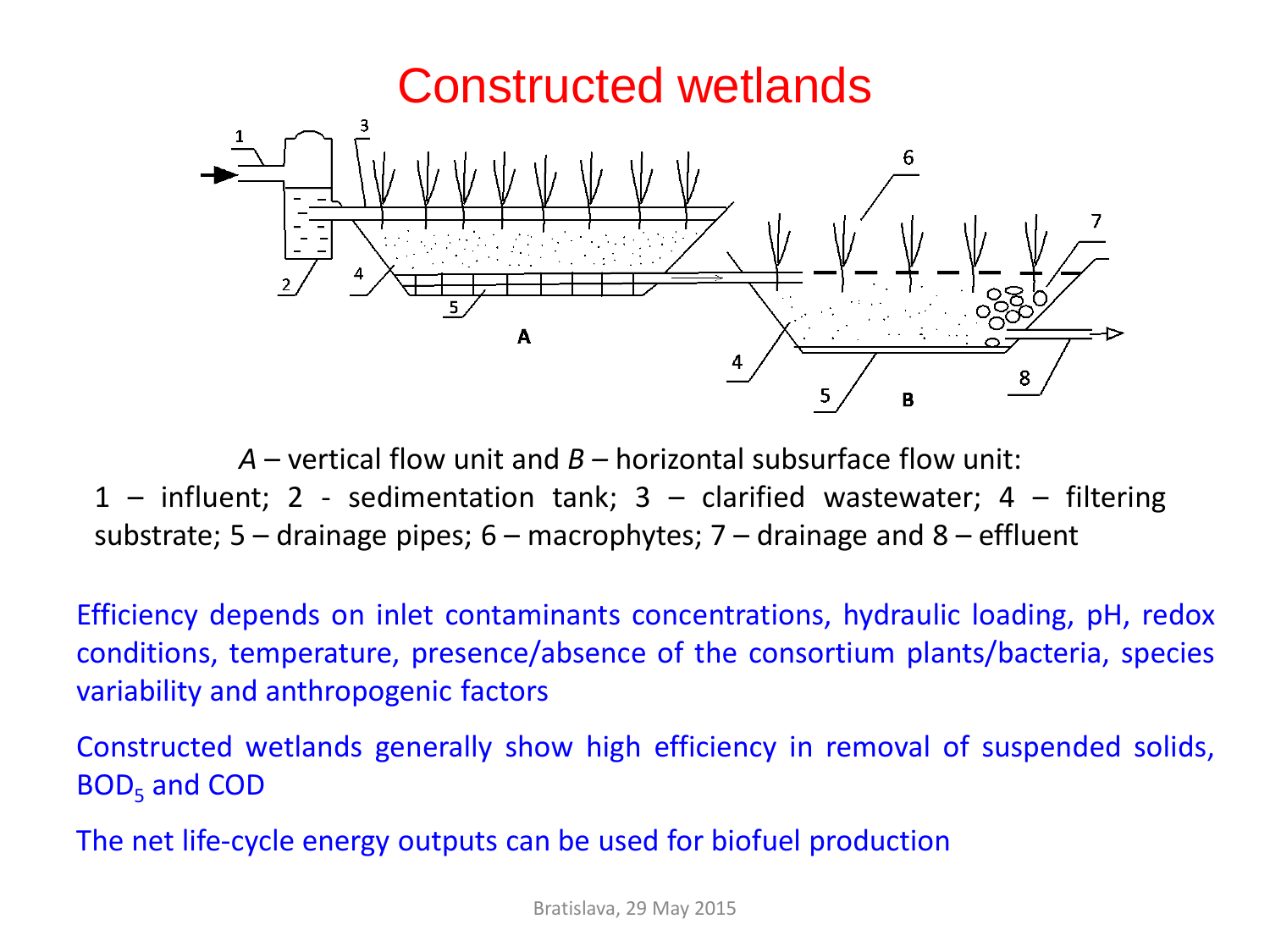# Constructed wetlands

*A* – vertical flow unit and *B* – horizontal subsurface flow unit:
1 – influent; 2 - sedimentation tank; 3 – clarified wastewater; 4 – filtering substrate; 5 – drainage pipes; 6 – macrophytes; 7 – drainage and 8 – effluent

Efficiency depends on inlet contaminants concentrations, hydraulic loading, pH, redox conditions, temperature, presence/absence of the consortium plants/bacteria, species variability and anthropogenic factors

Constructed wetlands generally show high efficiency in removal of suspended solids, $BOD_5$ and COD

The net life-cycle energy outputs can be used for biofuel production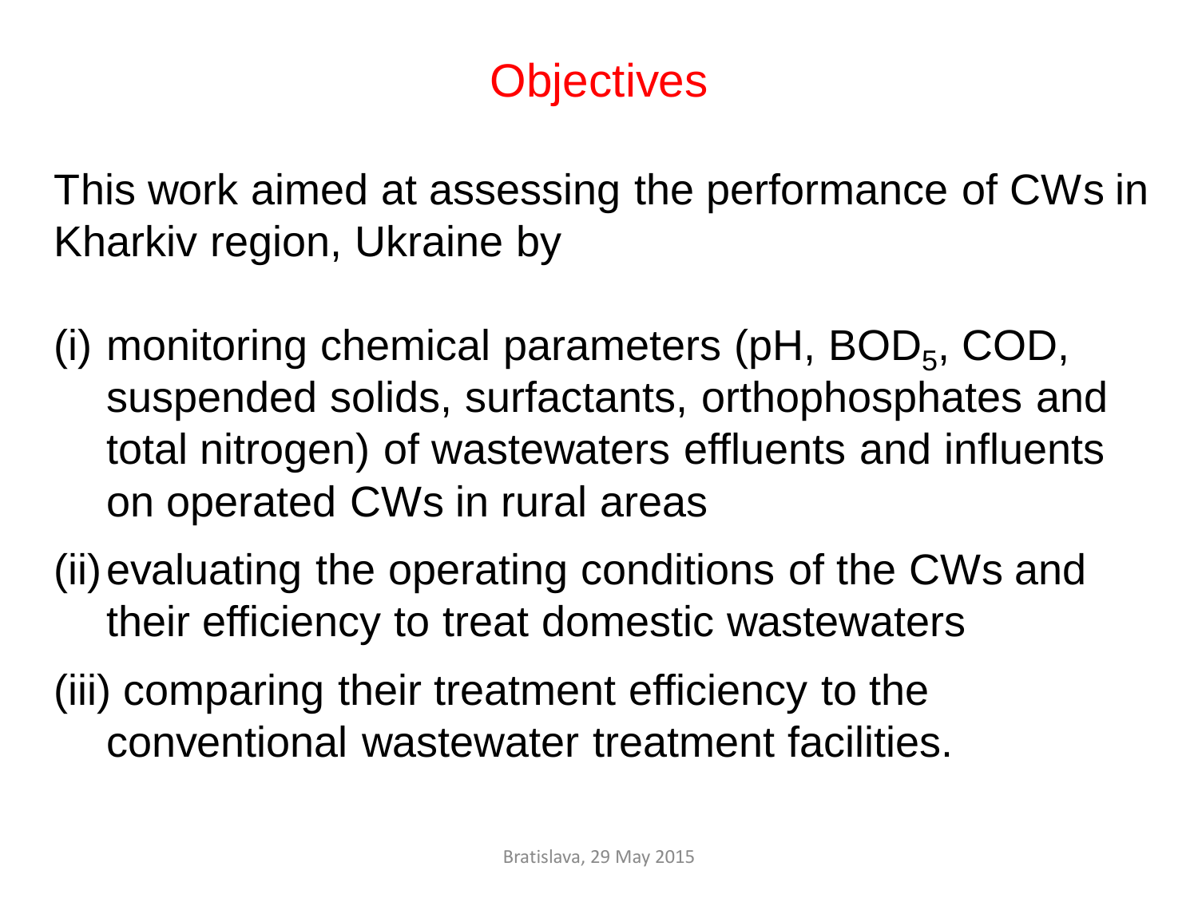# Objectives

This work aimed at assessing the performance of CWs in Kharkiv region, Ukraine by

(i) monitoring chemical parameters (pH, $BOD_5$, COD, suspended solids, surfactants, orthophosphates and total nitrogen) of wastewaters effluents and influents on operated CWs in rural areas

(ii) evaluating the operating conditions of the CWs and their efficiency to treat domestic wastewaters

(iii) comparing their treatment efficiency to the conventional wastewater treatment facilities.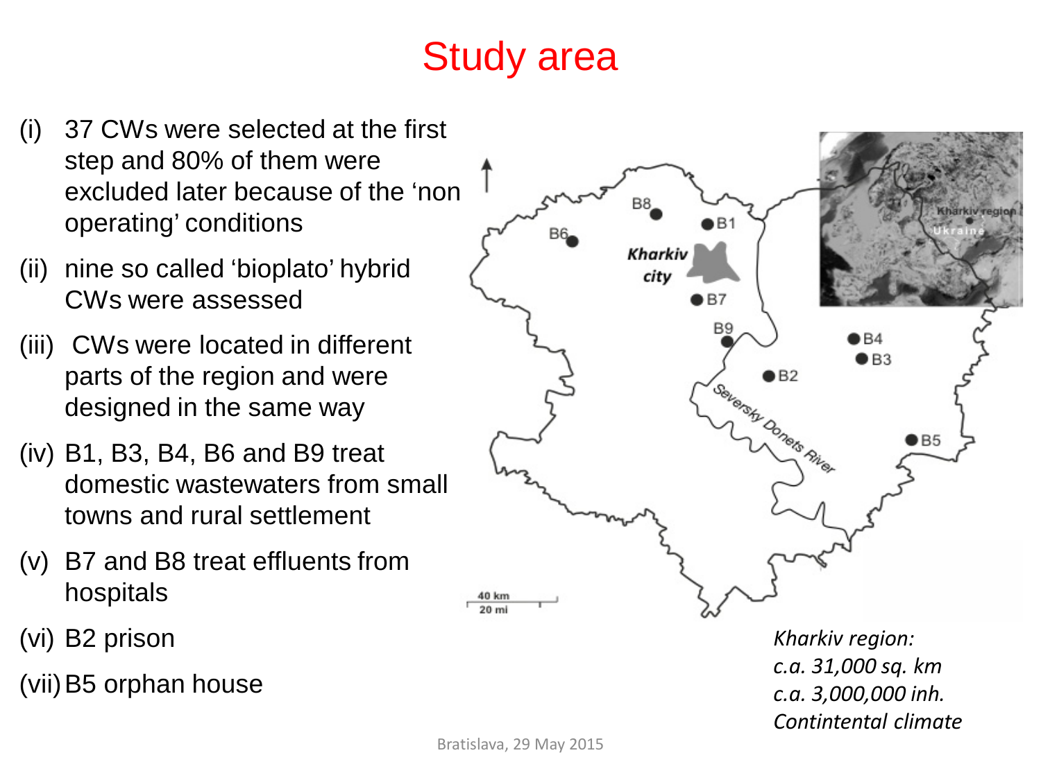# Study area

(i) 37 CWs were selected at the first step and 80% of them were excluded later because of the 'non operating' conditions

(ii) nine so called 'bioplato' hybrid CWs were assessed

(iii) CWs were located in different parts of the region and were designed in the same way

(iv) B1, B3, B4, B6 and B9 treat domestic wastewaters from small towns and rural settlement

(v) B7 and B8 treat effluents from hospitals

(vi) B2 prison

(vii) B5 orphan house

*Kharkiv region:*
*c.a. 31,000 sq. km*
*c.a. 3,000,000 inh.*
*Contintental climate*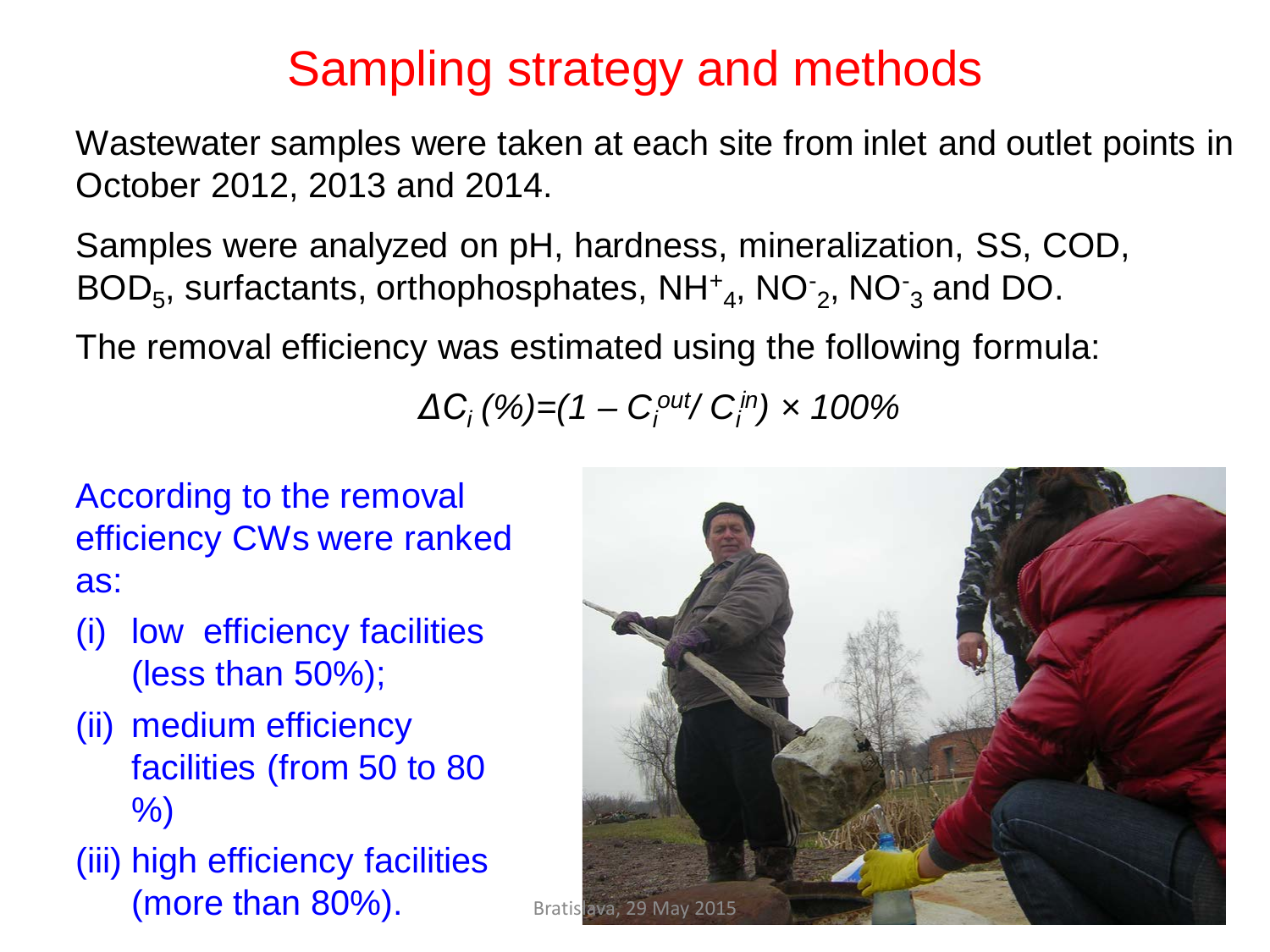# Sampling strategy and methods

Wastewater samples were taken at each site from inlet and outlet points in October 2012, 2013 and 2014.

Samples were analyzed on pH, hardness, mineralization, SS, COD, $BOD_5$, surfactants, orthophosphates, $NH^+_4$, $NO^-_2$, $NO^-_3$ and DO.

The removal efficiency was estimated using the following formula:

$$\Delta C_i\ (\%) = (1 - C_i^{out} / C_i^{in}) \times 100\%$$

According to the removal efficiency CWs were ranked as:

(i) low efficiency facilities (less than 50%);

(ii) medium efficiency facilities (from 50 to 80 %)

(iii) high efficiency facilities (more than 80%).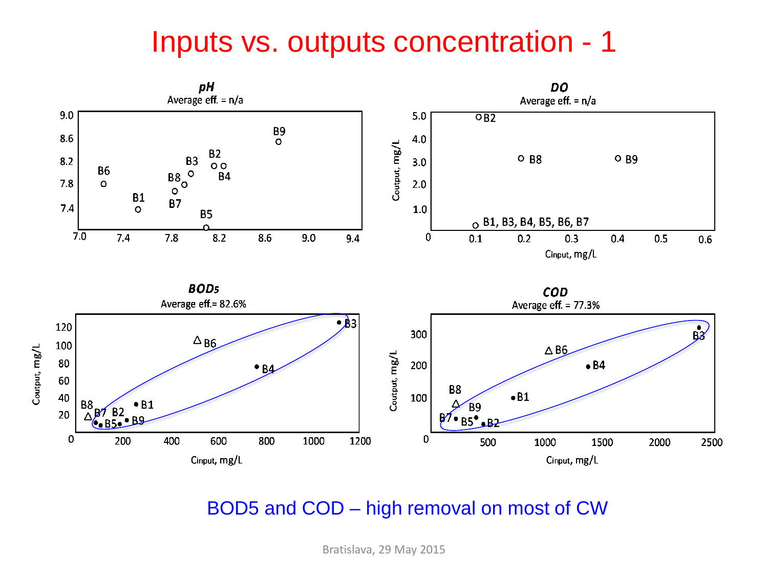# Inputs vs. outputs concentration - 1

***pH***
Average eff. = n/a

***DO***
Average eff. = n/a

***BOD5***
Average eff.= 82.6%

***COD***
Average eff. = 77.3%

BOD5 and COD – high removal on most of CW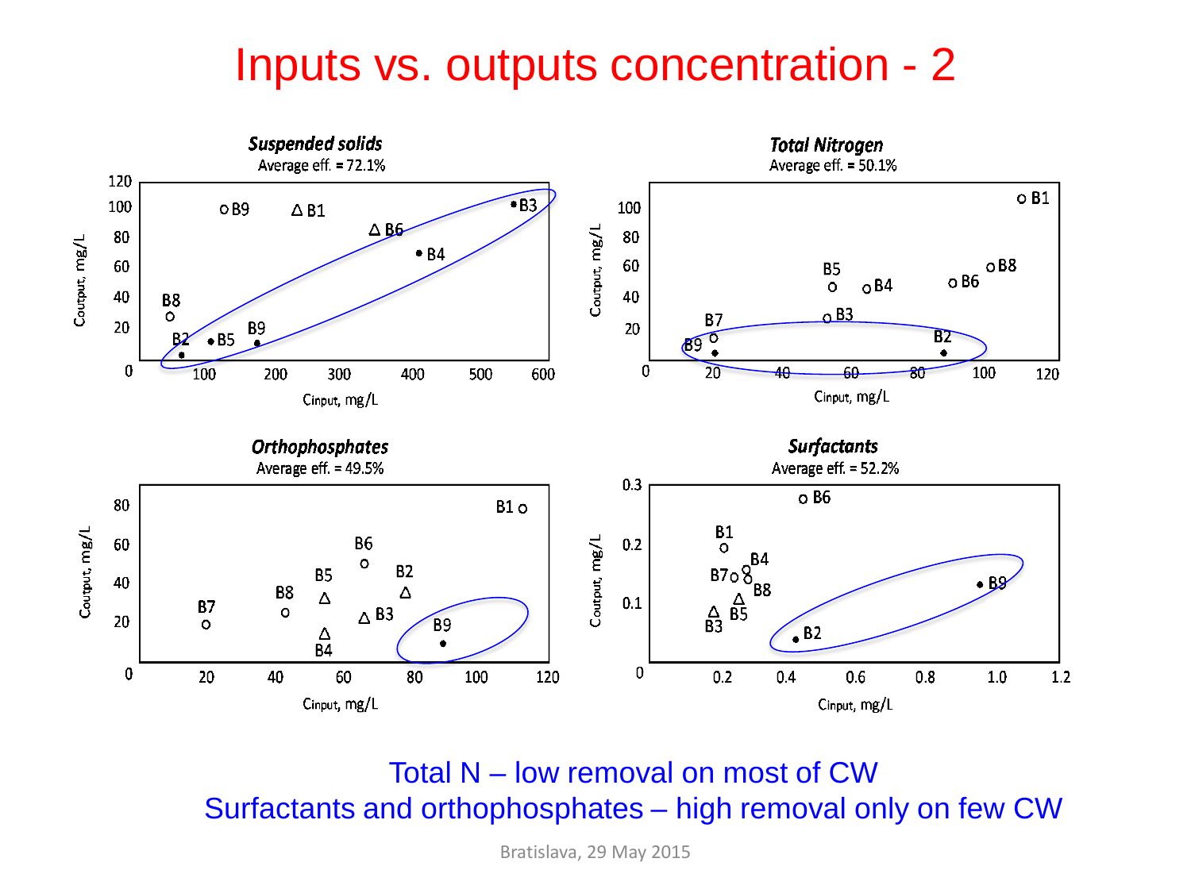# Inputs vs. outputs concentration - 2

*Suspended solids*
Average eff. = 72.1%

*Total Nitrogen*
Average eff. = 50.1%

*Orthophosphates*
Average eff. = 49.5%

*Surfactants*
Average eff. = 52.2%

Total N – low removal on most of CW

Surfactants and orthophosphates – high removal only on few CW

Bratislava, 29 May 2015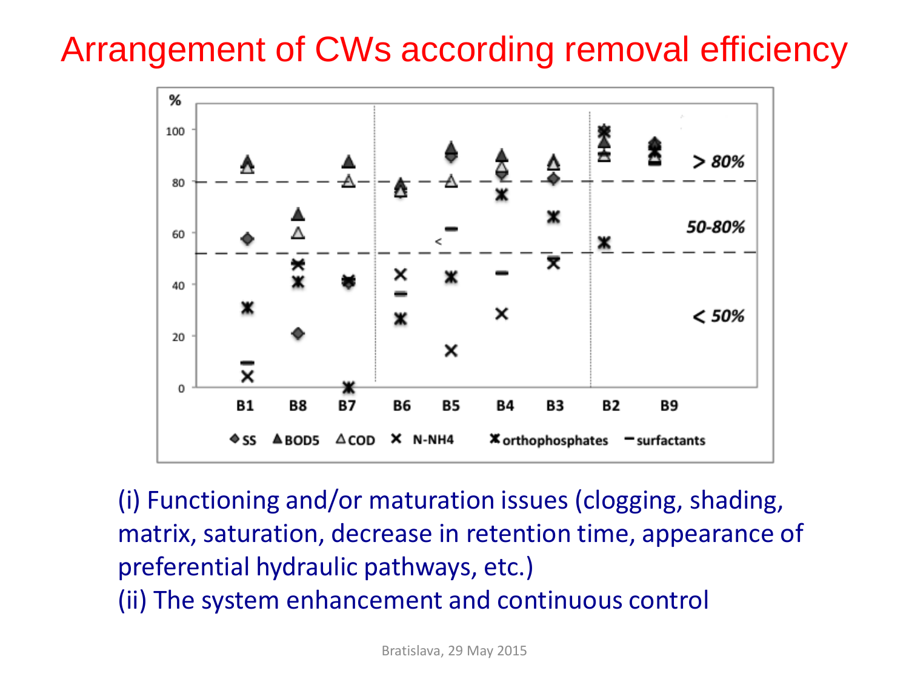# Arrangement of CWs according removal efficiency

(i) Functioning and/or maturation issues (clogging, shading, matrix, saturation, decrease in retention time, appearance of preferential hydraulic pathways, etc.)

(ii) The system enhancement and continuous control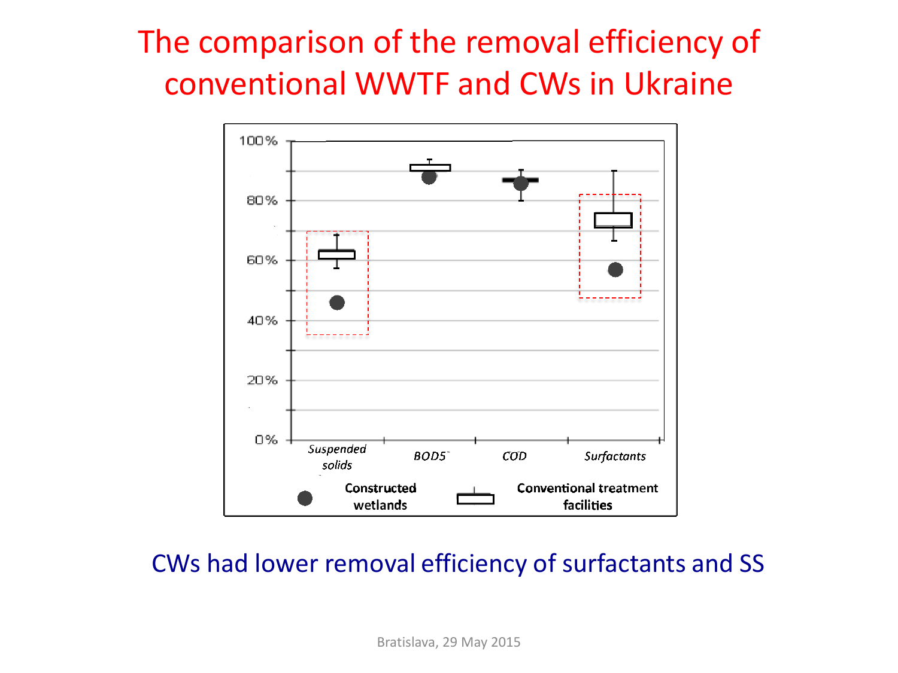# The comparison of the removal efficiency of conventional WWTF and CWs in Ukraine

100%

80%

60%

40%

20%

0%

*Suspended solids* | *BOD5* | *COD* | *Surfactants*

**Constructed wetlands** **Conventional treatment facilities**

CWs had lower removal efficiency of surfactants and SS

Bratislava, 29 May 2015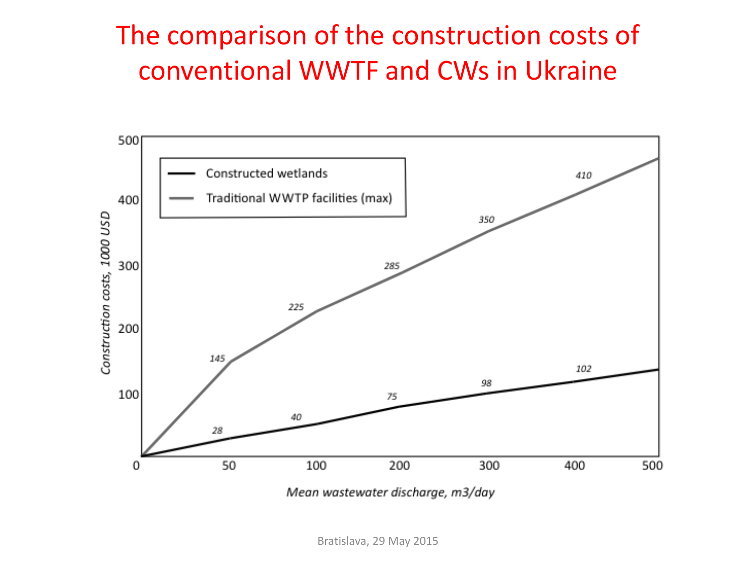# The comparison of the construction costs of conventional WWTF and CWs in Ukraine

| Mean wastewater discharge, m3/day | Constructed wetlands (Construction costs, 1000 USD) | Traditional WWTP facilities (max) (Construction costs, 1000 USD) |
|---|---|---|
| 50 | 28 | 145 |
| 100 | 40 | 225 |
| 200 | 75 | 285 |
| 300 | 98 | 350 |
| 400 | 102 | 410 |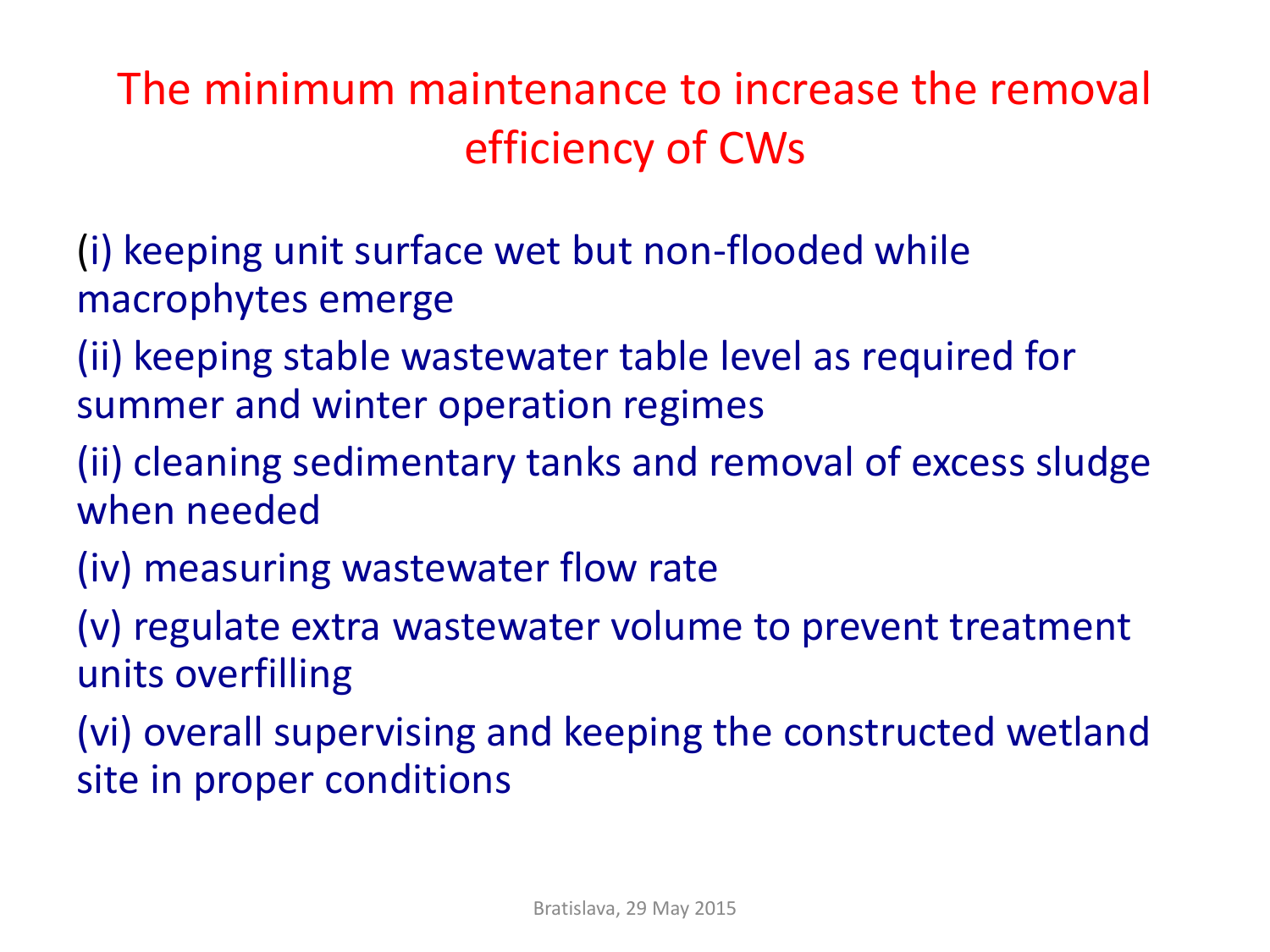# The minimum maintenance to increase the removal efficiency of CWs

(i) keeping unit surface wet but non-flooded while macrophytes emerge

(ii) keeping stable wastewater table level as required for summer and winter operation regimes

(ii) cleaning sedimentary tanks and removal of excess sludge when needed

(iv) measuring wastewater flow rate

(v) regulate extra wastewater volume to prevent treatment units overfilling

(vi) overall supervising and keeping the constructed wetland site in proper conditions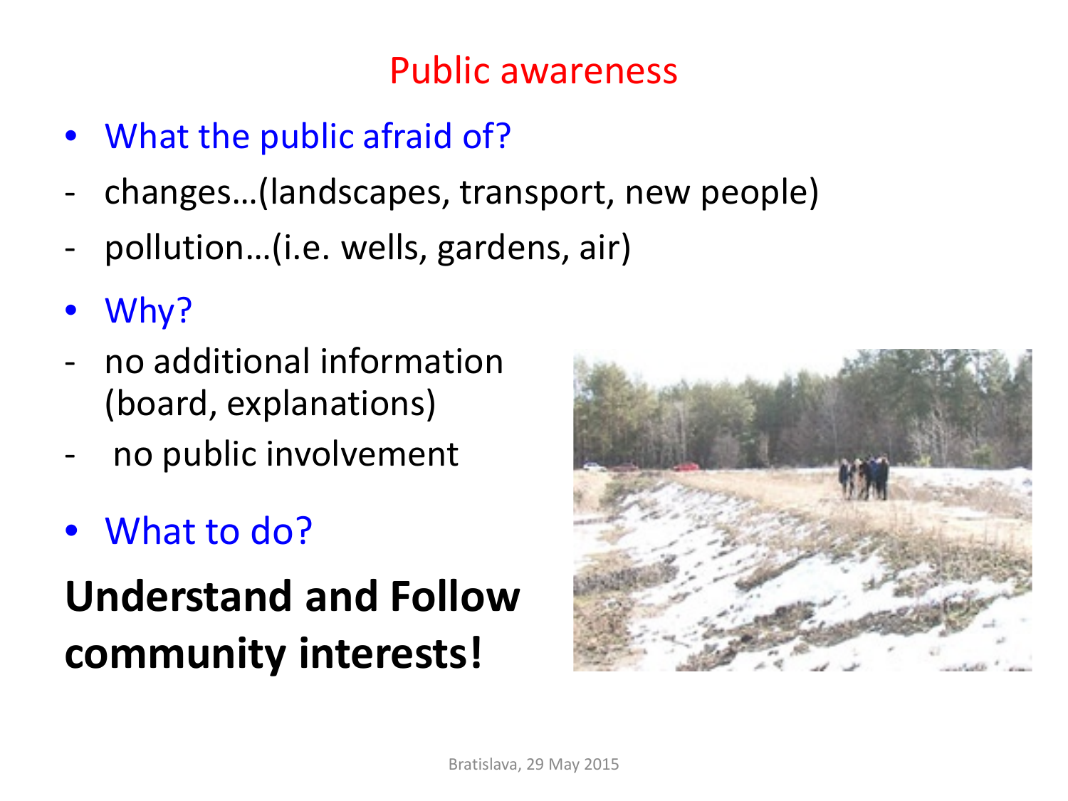# Public awareness

- What the public afraid of?
- changes…(landscapes, transport, new people)
- pollution…(i.e. wells, gardens, air)

- Why?
- no additional information (board, explanations)
- no public involvement

- What to do?

**Understand and Follow community interests!**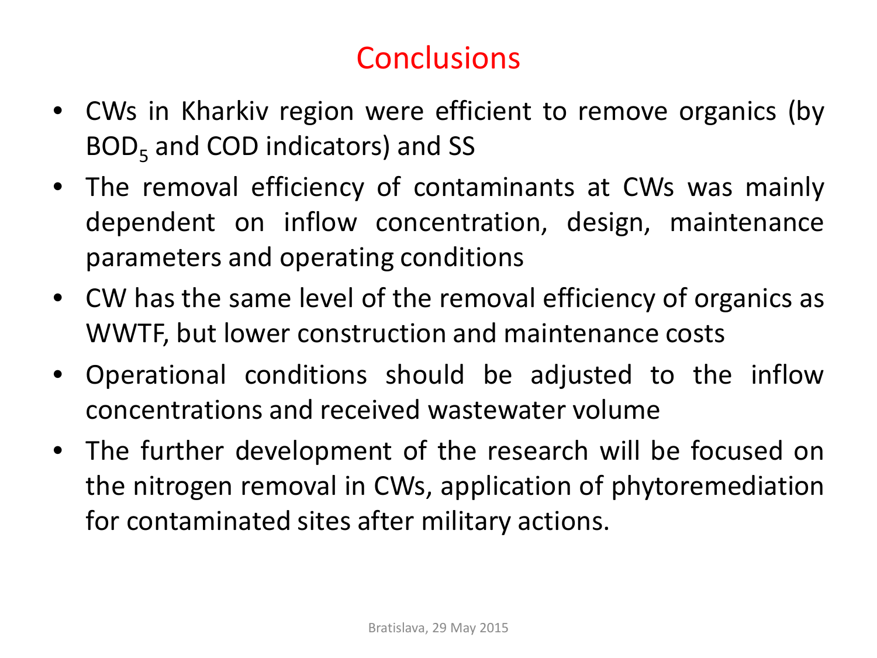# Conclusions

- CWs in Kharkiv region were efficient to remove organics (by $BOD_5$ and COD indicators) and SS
- The removal efficiency of contaminants at CWs was mainly dependent on inflow concentration, design, maintenance parameters and operating conditions
- CW has the same level of the removal efficiency of organics as WWTF, but lower construction and maintenance costs
- Operational conditions should be adjusted to the inflow concentrations and received wastewater volume
- The further development of the research will be focused on the nitrogen removal in CWs, application of phytoremediation for contaminated sites after military actions.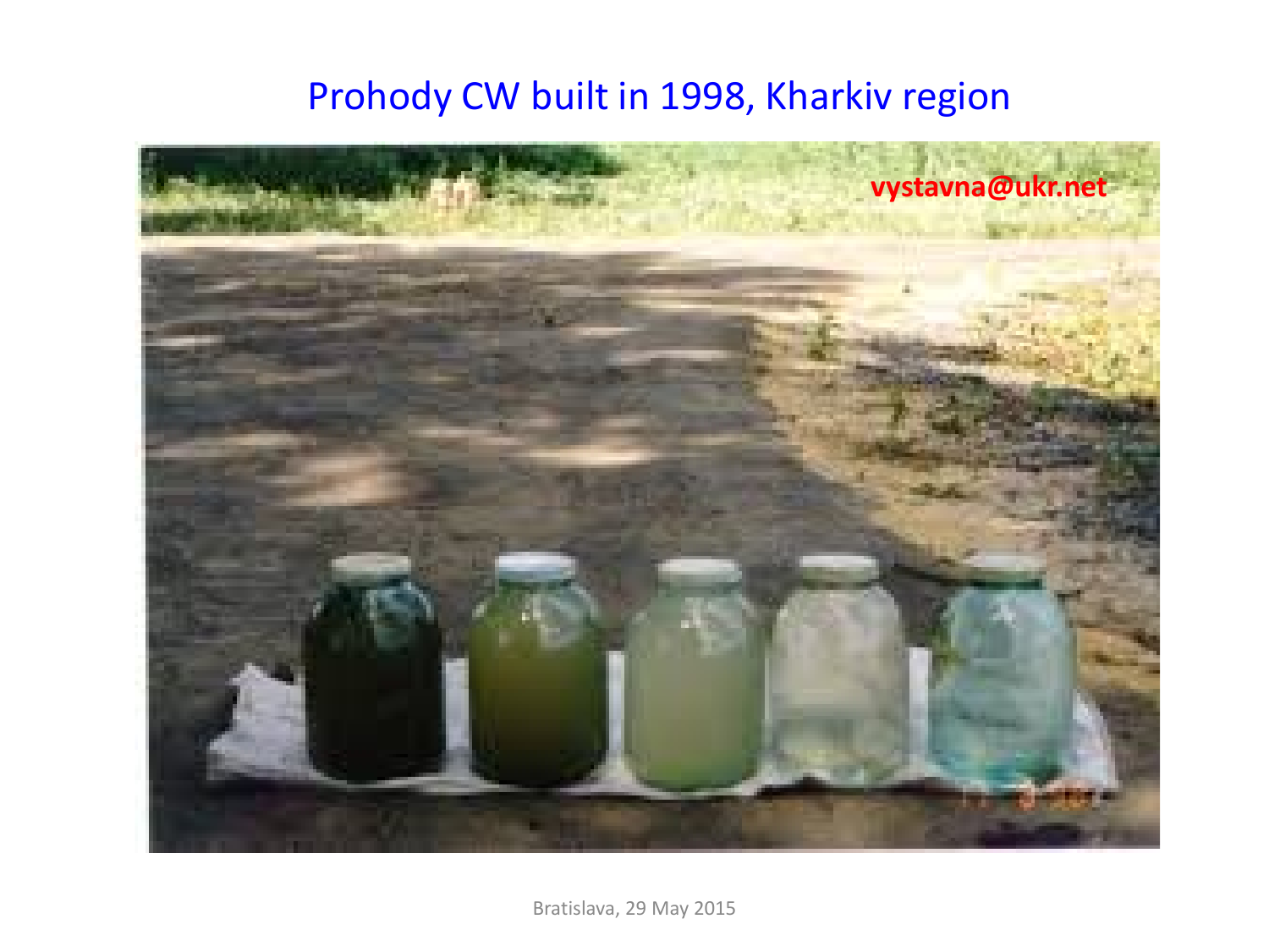# Prohody CW built in 1998, Kharkiv region

vystavna@ukr.net